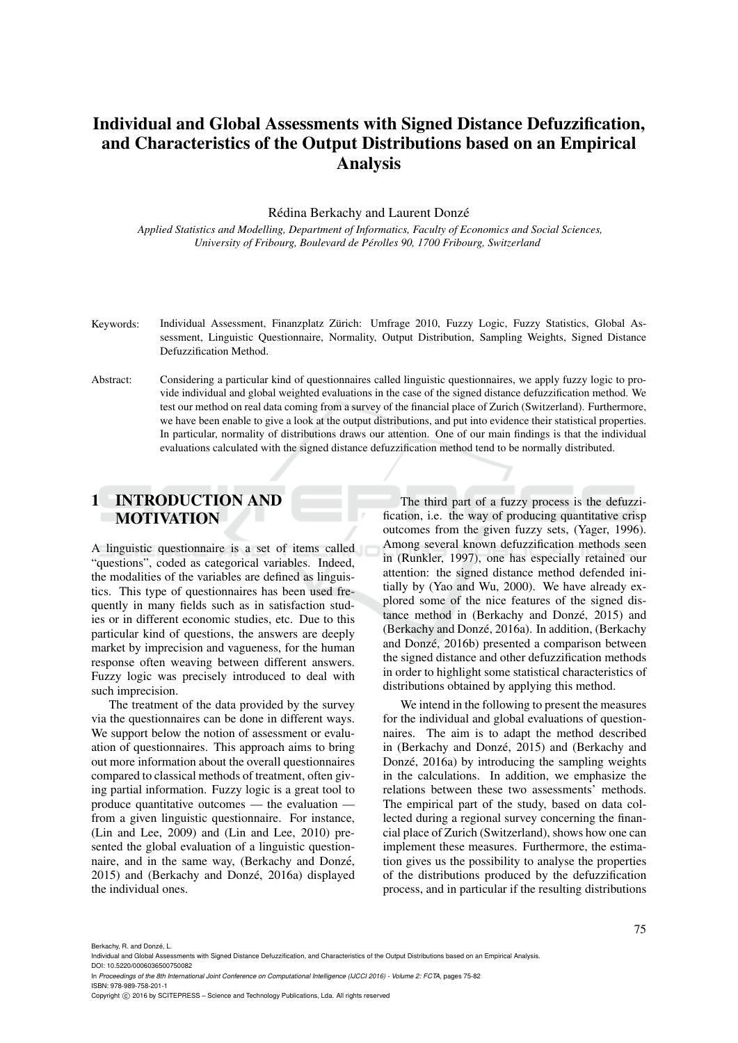# Individual and Global Assessments with Signed Distance Defuzzification, and Characteristics of the Output Distributions based on an Empirical Analysis

Rédina Berkachy and Laurent Donzé

*Applied Statistics and Modelling, Department of Informatics, Faculty of Economics and Social Sciences, University of Fribourg, Boulevard de Pérolles 90, 1700 Fribourg, Switzerland*

Keywords: Individual Assessment, Finanzplatz Zürich: Umfrage 2010, Fuzzy Logic, Fuzzy Statistics, Global Assessment, Linguistic Questionnaire, Normality, Output Distribution, Sampling Weights, Signed Distance Defuzzification Method.

Abstract: Considering a particular kind of questionnaires called linguistic questionnaires, we apply fuzzy logic to provide individual and global weighted evaluations in the case of the signed distance defuzzification method. We test our method on real data coming from a survey of the financial place of Zurich (Switzerland). Furthermore, we have been enable to give a look at the output distributions, and put into evidence their statistical properties. In particular, normality of distributions draws our attention. One of our main findings is that the individual evaluations calculated with the signed distance defuzzification method tend to be normally distributed.

## 1 INTRODUCTION AND MOTIVATION

A linguistic questionnaire is a set of items called "questions", coded as categorical variables. Indeed, the modalities of the variables are defined as linguistics. This type of questionnaires has been used frequently in many fields such as in satisfaction studies or in different economic studies, etc. Due to this particular kind of questions, the answers are deeply market by imprecision and vagueness, for the human response often weaving between different answers. Fuzzy logic was precisely introduced to deal with such imprecision.

The treatment of the data provided by the survey via the questionnaires can be done in different ways. We support below the notion of assessment or evaluation of questionnaires. This approach aims to bring out more information about the overall questionnaires compared to classical methods of treatment, often giving partial information. Fuzzy logic is a great tool to produce quantitative outcomes — the evaluation — from a given linguistic questionnaire. For instance, (Lin and Lee, 2009) and (Lin and Lee, 2010) presented the global evaluation of a linguistic questionnaire, and in the same way, (Berkachy and Donzé, 2015) and (Berkachy and Donzé, 2016a) displayed the individual ones.

The third part of a fuzzy process is the defuzzification, i.e. the way of producing quantitative crisp outcomes from the given fuzzy sets, (Yager, 1996). Among several known defuzzification methods seen in (Runkler, 1997), one has especially retained our attention: the signed distance method defended initially by (Yao and Wu, 2000). We have already explored some of the nice features of the signed distance method in (Berkachy and Donzé, 2015) and (Berkachy and Donzé, 2016a). In addition, (Berkachy and Donzé, 2016b) presented a comparison between the signed distance and other defuzzification methods in order to highlight some statistical characteristics of distributions obtained by applying this method.

We intend in the following to present the measures for the individual and global evaluations of questionnaires. The aim is to adapt the method described in (Berkachy and Donzé, 2015) and (Berkachy and Donzé, 2016a) by introducing the sampling weights in the calculations. In addition, we emphasize the relations between these two assessments' methods. The empirical part of the study, based on data collected during a regional survey concerning the financial place of Zurich (Switzerland), shows how one can implement these measures. Furthermore, the estimation gives us the possibility to analyse the properties of the distributions produced by the defuzzification process, and in particular if the resulting distributions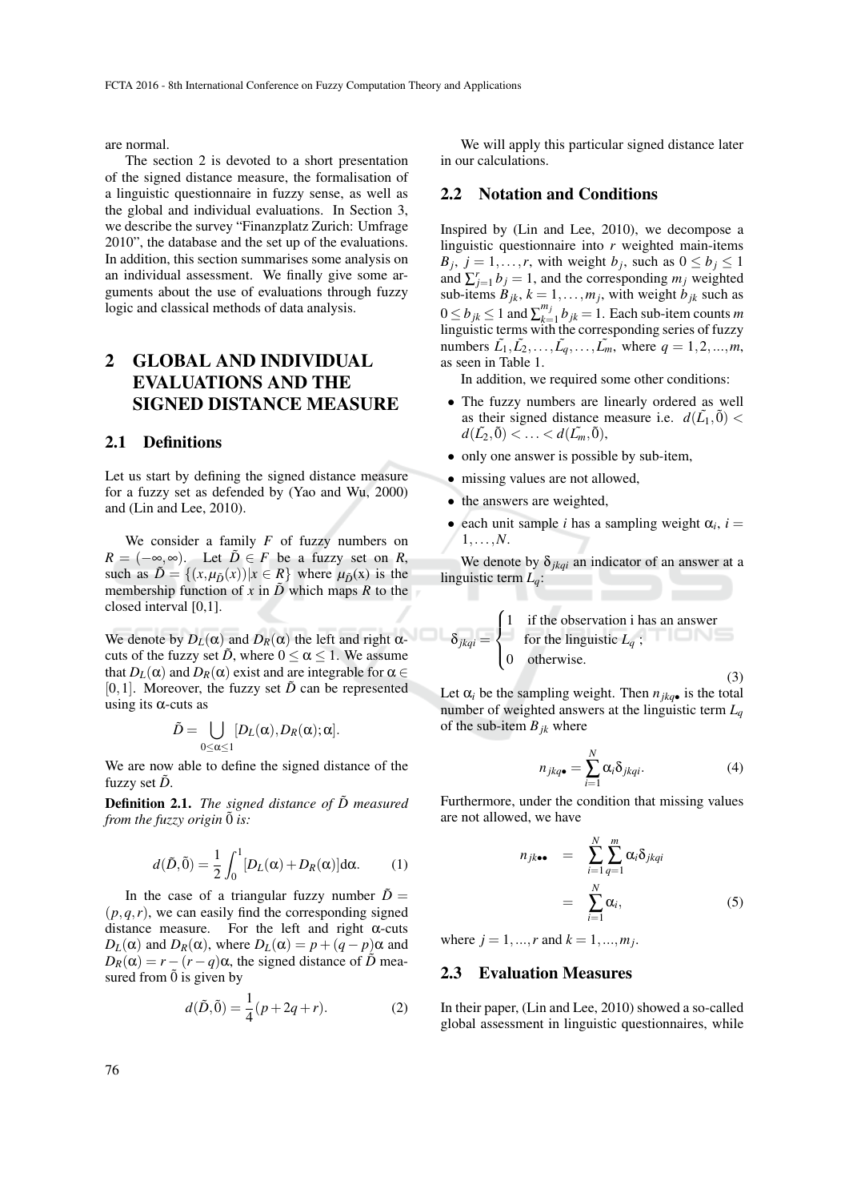are normal.

The section 2 is devoted to a short presentation of the signed distance measure, the formalisation of a linguistic questionnaire in fuzzy sense, as well as the global and individual evaluations. In Section 3, we describe the survey "Finanzplatz Zurich: Umfrage 2010", the database and the set up of the evaluations. In addition, this section summarises some analysis on an individual assessment. We finally give some arguments about the use of evaluations through fuzzy logic and classical methods of data analysis.

## 2 GLOBAL AND INDIVIDUAL EVALUATIONS AND THE SIGNED DISTANCE MEASURE

### 2.1 Definitions

Let us start by defining the signed distance measure for a fuzzy set as defended by (Yao and Wu, 2000) and (Lin and Lee, 2010).

We consider a family $F$ of fuzzy numbers on $R = (-\infty, \infty)$. Let $\tilde{D} \in F$ be a fuzzy set on $R$, such as $\tilde{D} = \{(x, \mu_{\tilde{D}}(x)) | x \in R\}$ where $\mu_{\tilde{D}}(x)$ is the membership function of $x$ in $\tilde{D}$ which maps $R$ to the closed interval [0,1].

We denote by $D_L(\alpha)$ and $D_R(\alpha)$ the left and right $\alpha$-cuts of the fuzzy set $\tilde{D}$, where $0 \leq \alpha \leq 1$. We assume that $D_L(\alpha)$ and $D_R(\alpha)$ exist and are integrable for $\alpha \in [0,1]$. Moreover, the fuzzy set $\tilde{D}$ can be represented using its $\alpha$-cuts as

$$\tilde{D} = \bigcup_{0 \leq \alpha \leq 1} [D_L(\alpha), D_R(\alpha); \alpha].$$

We are now able to define the signed distance of the fuzzy set $\tilde{D}$.

**Definition 2.1.** *The signed distance of $\tilde{D}$ measured from the fuzzy origin $\tilde{0}$ is:*

$$d(\tilde{D}, \tilde{0}) = \frac{1}{2} \int_0^1 [D_L(\alpha) + D_R(\alpha)] \mathrm{d}\alpha. \qquad (1)$$

In the case of a triangular fuzzy number $\tilde{D} = (p, q, r)$, we can easily find the corresponding signed distance measure. For the left and right $\alpha$-cuts $D_L(\alpha)$ and $D_R(\alpha)$, where $D_L(\alpha) = p + (q-p)\alpha$ and $D_R(\alpha) = r - (r-q)\alpha$, the signed distance of $\tilde{D}$ measured from $\tilde{0}$ is given by

$$d(\tilde{D}, \tilde{0}) = \frac{1}{4}(p + 2q + r). \qquad (2)$$

We will apply this particular signed distance later in our calculations.

### 2.2 Notation and Conditions

Inspired by (Lin and Lee, 2010), we decompose a linguistic questionnaire into $r$ weighted main-items $B_j$, $j = 1, \ldots, r$, with weight $b_j$, such as $0 \leq b_j \leq 1$ and $\sum_{j=1}^{r} b_j = 1$, and the corresponding $m_j$ weighted sub-items $B_{jk}$, $k = 1, \ldots, m_j$, with weight $b_{jk}$ such as $0 \leq b_{jk} \leq 1$ and $\sum_{k=1}^{m_j} b_{jk} = 1$. Each sub-item counts $m$ linguistic terms with the corresponding series of fuzzy numbers $\tilde{L_1}, \tilde{L_2}, \ldots, \tilde{L_q}, \ldots, \tilde{L_m}$, where $q = 1, 2, ..., m$, as seen in Table 1.

In addition, we required some other conditions:

- The fuzzy numbers are linearly ordered as well as their signed distance measure i.e. $d(\tilde{L_1}, \tilde{0}) < d(\tilde{L_2}, \tilde{0}) < \ldots < d(\tilde{L_m}, \tilde{0})$,
- only one answer is possible by sub-item,
- missing values are not allowed,
- the answers are weighted,
- each unit sample $i$ has a sampling weight $\alpha_i$, $i = 1, \ldots, N$.

We denote by $\delta_{jkqi}$ an indicator of an answer at a linguistic term $L_q$:

$$\delta_{jkqi} = \begin{cases} 1 & \text{if the observation i has an answer} \\ & \text{for the linguistic } L_q \text{ ;} \\ 0 & \text{otherwise.} \end{cases} \qquad (3)$$

Let $\alpha_i$ be the sampling weight. Then $n_{jkq\bullet}$ is the total number of weighted answers at the linguistic term $L_q$ of the sub-item $B_{jk}$ where

$$n_{jkq\bullet} = \sum_{i=1}^{N} \alpha_i \delta_{jkqi}. \qquad (4)$$

Furthermore, under the condition that missing values are not allowed, we have

$$\begin{aligned} n_{jk\bullet\bullet} &= \sum_{i=1}^{N} \sum_{q=1}^{m} \alpha_i \delta_{jkqi} \\ &= \sum_{i=1}^{N} \alpha_i, \end{aligned} \qquad (5)$$

where $j = 1, ..., r$ and $k = 1, ..., m_j$.

### 2.3 Evaluation Measures

In their paper, (Lin and Lee, 2010) showed a so-called global assessment in linguistic questionnaires, while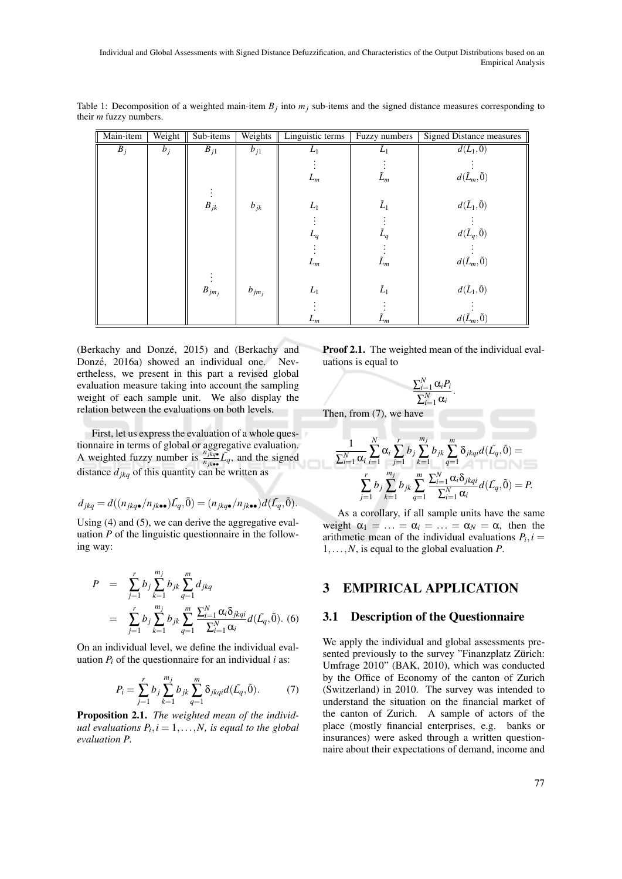Table 1: Decomposition of a weighted main-item $B_j$ into $m_j$ sub-items and the signed distance measures corresponding to their $m$ fuzzy numbers.

| Main-item | Weight | Sub-items | Weights | Linguistic terms | Fuzzy numbers | Signed Distance measures |
|---|---|---|---|---|---|---|
| $B_j$ | $b_j$ | $B_{j1}$ | $b_{j1}$ | $L_1$ | $\tilde{L}_1$ | $d(\tilde{L}_1, \tilde{0})$ |
| | | | | $\vdots$ | $\vdots$ | $\vdots$ |
| | | | | $L_m$ | $\tilde{L}_m$ | $d(\tilde{L}_m, \tilde{0})$ |
| | | $\vdots$ | | | | |
| | | $B_{jk}$ | $b_{jk}$ | $L_1$ | $\tilde{L}_1$ | $d(\tilde{L}_1, \tilde{0})$ |
| | | | | $\vdots$ | $\vdots$ | $\vdots$ |
| | | | | $L_q$ | $\tilde{L}_q$ | $d(\tilde{L}_q, \tilde{0})$ |
| | | | | $\vdots$ | $\vdots$ | $\vdots$ |
| | | | | $L_m$ | $\tilde{L}_m$ | $d(\tilde{L}_m, \tilde{0})$ |
| | | $\vdots$ | | | | |
| | | $B_{jm_j}$ | $b_{jm_j}$ | $L_1$ | $\tilde{L}_1$ | $d(\tilde{L}_1, \tilde{0})$ |
| | | | | $\vdots$ | $\vdots$ | $\vdots$ |
| | | | | $L_m$ | $\tilde{L}_m$ | $d(\tilde{L}_m, \tilde{0})$ |

(Berkachy and Donzé, 2015) and (Berkachy and Donzé, 2016a) showed an individual one. Nevertheless, we present in this part a revised global evaluation measure taking into account the sampling weight of each sample unit. We also display the relation between the evaluations on both levels.

First, let us express the evaluation of a whole questionnaire in terms of global or aggregative evaluation. A weighted fuzzy number is $\frac{n_{jkq\bullet}}{n_{jk\bullet\bullet}}\tilde{L}_q$, and the signed distance $d_{jkq}$ of this quantity can be written as

$$d_{jkq} = d((n_{jkq\bullet}/n_{jk\bullet\bullet})\tilde{L}_q, \tilde{0}) = (n_{jkq\bullet}/n_{jk\bullet\bullet})d(\tilde{L}_q, \tilde{0}).$$

Using (4) and (5), we can derive the aggregative evaluation $P$ of the linguistic questionnaire in the following way:

$$\begin{aligned} P &= \sum_{j=1}^{r} b_j \sum_{k=1}^{m_j} b_{jk} \sum_{q=1}^{m} d_{jkq} \\ &= \sum_{j=1}^{r} b_j \sum_{k=1}^{m_j} b_{jk} \sum_{q=1}^{m} \frac{\sum_{i=1}^{N} \alpha_i \delta_{jkqi}}{\sum_{i=1}^{N} \alpha_i} d(\tilde{L}_q, \tilde{0}). \quad (6) \end{aligned}$$

On an individual level, we define the individual evaluation $P_i$ of the questionnaire for an individual $i$ as:

$$P_i = \sum_{j=1}^{r} b_j \sum_{k=1}^{m_j} b_{jk} \sum_{q=1}^{m} \delta_{jkqi} d(\tilde{L}_q, \tilde{0}). \quad (7)$$

**Proposition 2.1.** *The weighted mean of the individual evaluations $P_i, i = 1, \ldots, N$, is equal to the global evaluation $P$.*

**Proof 2.1.** The weighted mean of the individual evaluations is equal to

$$\frac{\sum_{i=1}^{N} \alpha_i P_i}{\sum_{i=1}^{N} \alpha_i}.$$

Then, from (7), we have

$$\frac{1}{\sum_{i=1}^{N} \alpha_i} \sum_{i=1}^{N} \alpha_i \sum_{j=1}^{r} b_j \sum_{k=1}^{m_j} b_{jk} \sum_{q=1}^{m} \delta_{jkqi} d(\tilde{L}_q, \tilde{0}) = \sum_{j=1}^{r} b_j \sum_{k=1}^{m_j} b_{jk} \sum_{q=1}^{m} \frac{\sum_{i=1}^{N} \alpha_i \delta_{jkqi}}{\sum_{i=1}^{N} \alpha_i} d(\tilde{L}_q, \tilde{0}) = P.$$

As a corollary, if all sample units have the same weight $\alpha_1 = \ldots = \alpha_i = \ldots = \alpha_N = \alpha$, then the arithmetic mean of the individual evaluations $P_i, i = 1, \ldots, N$, is equal to the global evaluation $P$.

## 3 EMPIRICAL APPLICATION

### 3.1 Description of the Questionnaire

We apply the individual and global assessments presented previously to the survey "Finanzplatz Zürich: Umfrage 2010" (BAK, 2010), which was conducted by the Office of Economy of the canton of Zurich (Switzerland) in 2010. The survey was intended to understand the situation on the financial market of the canton of Zurich. A sample of actors of the place (mostly financial enterprises, e.g. banks or insurances) were asked through a written questionnaire about their expectations of demand, income and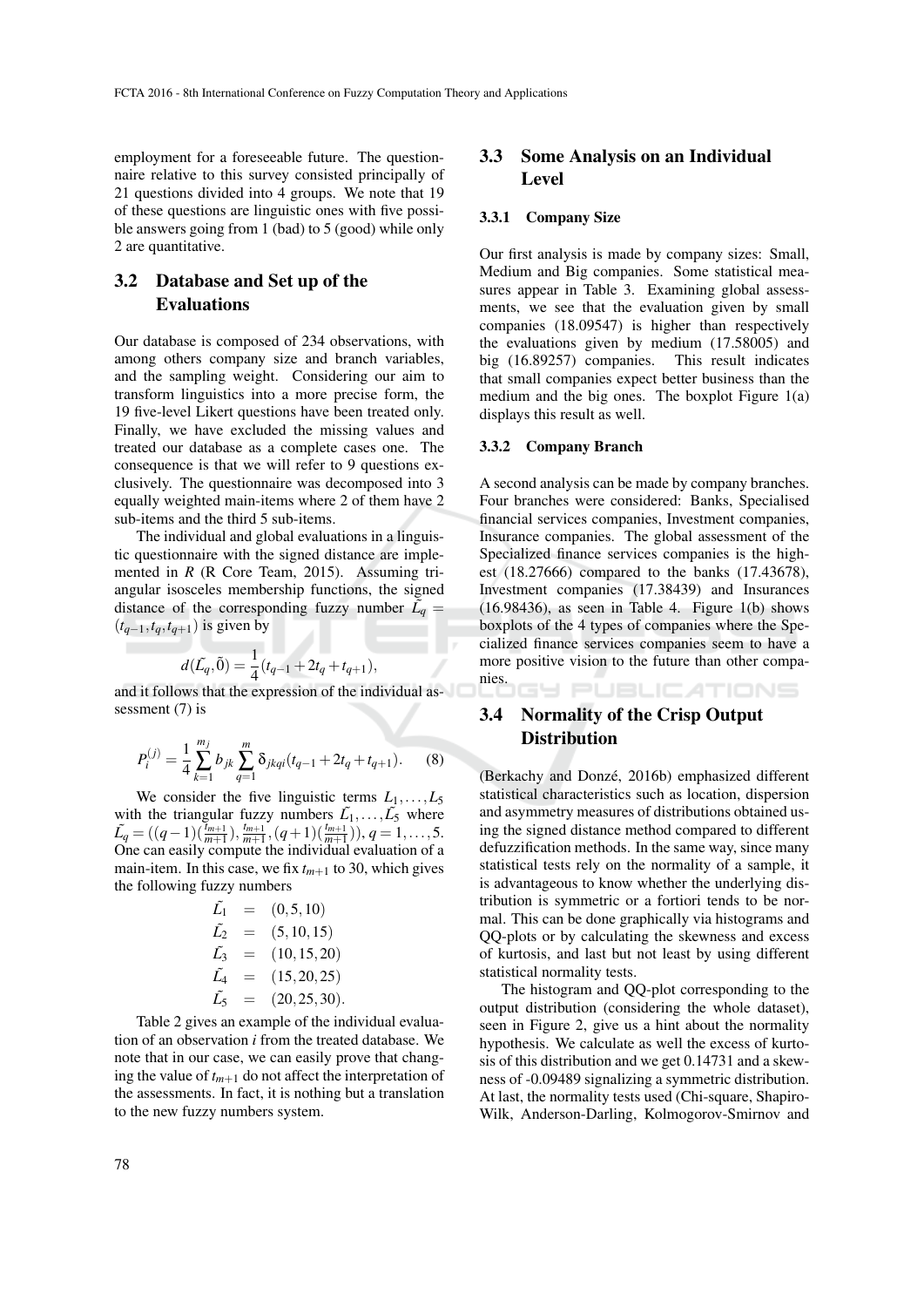employment for a foreseeable future. The questionnaire relative to this survey consisted principally of 21 questions divided into 4 groups. We note that 19 of these questions are linguistic ones with five possible answers going from 1 (bad) to 5 (good) while only 2 are quantitative.

## 3.2 Database and Set up of the Evaluations

Our database is composed of 234 observations, with among others company size and branch variables, and the sampling weight. Considering our aim to transform linguistics into a more precise form, the 19 five-level Likert questions have been treated only. Finally, we have excluded the missing values and treated our database as a complete cases one. The consequence is that we will refer to 9 questions exclusively. The questionnaire was decomposed into 3 equally weighted main-items where 2 of them have 2 sub-items and the third 5 sub-items.

The individual and global evaluations in a linguistic questionnaire with the signed distance are implemented in *R* (R Core Team, 2015). Assuming triangular isosceles membership functions, the signed distance of the corresponding fuzzy number $\tilde{L_q} = (t_{q-1}, t_q, t_{q+1})$ is given by

$$d(\tilde{L_q}, \tilde{0}) = \frac{1}{4}(t_{q-1} + 2t_q + t_{q+1}),$$

and it follows that the expression of the individual assessment (7) is

$$P_i^{(j)} = \frac{1}{4} \sum_{k=1}^{m_j} b_{jk} \sum_{q=1}^{m} \delta_{jkqi}(t_{q-1} + 2t_q + t_{q+1}). \qquad (8)$$

We consider the five linguistic terms $L_1, \ldots, L_5$ with the triangular fuzzy numbers $\tilde{L_1}, \ldots, \tilde{L_5}$ where $\tilde{L_q} = ((q-1)(\frac{t_{m+1}}{m+1}), \frac{t_{m+1}}{m+1}, (q+1)(\frac{t_{m+1}}{m+1})), q = 1, \ldots, 5.$ One can easily compute the individual evaluation of a main-item. In this case, we fix $t_{m+1}$ to 30, which gives the following fuzzy numbers

$$\begin{aligned}
\tilde{L_1} &= (0, 5, 10) \\
\tilde{L_2} &= (5, 10, 15) \\
\tilde{L_3} &= (10, 15, 20) \\
\tilde{L_4} &= (15, 20, 25) \\
\tilde{L_5} &= (20, 25, 30).
\end{aligned}$$

Table 2 gives an example of the individual evaluation of an observation $i$ from the treated database. We note that in our case, we can easily prove that changing the value of $t_{m+1}$ do not affect the interpretation of the assessments. In fact, it is nothing but a translation to the new fuzzy numbers system.

## 3.3 Some Analysis on an Individual Level

### 3.3.1 Company Size

Our first analysis is made by company sizes: Small, Medium and Big companies. Some statistical measures appear in Table 3. Examining global assessments, we see that the evaluation given by small companies (18.09547) is higher than respectively the evaluations given by medium (17.58005) and big (16.89257) companies. This result indicates that small companies expect better business than the medium and the big ones. The boxplot Figure 1(a) displays this result as well.

### 3.3.2 Company Branch

A second analysis can be made by company branches. Four branches were considered: Banks, Specialised financial services companies, Investment companies, Insurance companies. The global assessment of the Specialized finance services companies is the highest (18.27666) compared to the banks (17.43678), Investment companies (17.38439) and Insurances (16.98436), as seen in Table 4. Figure 1(b) shows boxplots of the 4 types of companies where the Specialized finance services companies seem to have a more positive vision to the future than other companies.

## 3.4 Normality of the Crisp Output Distribution

(Berkachy and Donzé, 2016b) emphasized different statistical characteristics such as location, dispersion and asymmetry measures of distributions obtained using the signed distance method compared to different defuzzification methods. In the same way, since many statistical tests rely on the normality of a sample, it is advantageous to know whether the underlying distribution is symmetric or a fortiori tends to be normal. This can be done graphically via histograms and QQ-plots or by calculating the skewness and excess of kurtosis, and last but not least by using different statistical normality tests.

The histogram and QQ-plot corresponding to the output distribution (considering the whole dataset), seen in Figure 2, give us a hint about the normality hypothesis. We calculate as well the excess of kurtosis of this distribution and we get 0.14731 and a skewness of -0.09489 signalizing a symmetric distribution. At last, the normality tests used (Chi-square, Shapiro-Wilk, Anderson-Darling, Kolmogorov-Smirnov and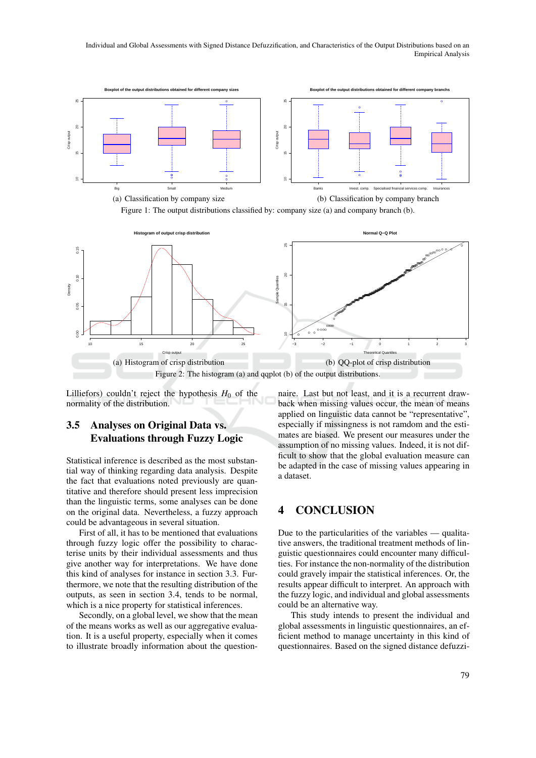(a) Classification by company size (b) Classification by company branch

Figure 1: The output distributions classified by: company size (a) and company branch (b).

(a) Histogram of crisp distribution (b) QQ-plot of crisp distribution

Figure 2: The histogram (a) and qqplot (b) of the output distributions.

Lilliefors) couldn't reject the hypothesis $H_0$ of the normality of the distribution.

### 3.5 Analyses on Original Data vs. Evaluations through Fuzzy Logic

Statistical inference is described as the most substantial way of thinking regarding data analysis. Despite the fact that evaluations noted previously are quantitative and therefore should present less imprecision than the linguistic terms, some analyses can be done on the original data. Nevertheless, a fuzzy approach could be advantageous in several situation.

First of all, it has to be mentioned that evaluations through fuzzy logic offer the possibility to characterise units by their individual assessments and thus give another way for interpretations. We have done this kind of analyses for instance in section 3.3. Furthermore, we note that the resulting distribution of the outputs, as seen in section 3.4, tends to be normal, which is a nice property for statistical inferences.

Secondly, on a global level, we show that the mean of the means works as well as our aggregative evaluation. It is a useful property, especially when it comes to illustrate broadly information about the questionnaire. Last but not least, and it is a recurrent drawback when missing values occur, the mean of means applied on linguistic data cannot be "representative", especially if missingness is not ramdom and the estimates are biased. We present our measures under the assumption of no missing values. Indeed, it is not difficult to show that the global evaluation measure can be adapted in the case of missing values appearing in a dataset.

## 4 CONCLUSION

Due to the particularities of the variables — qualitative answers, the traditional treatment methods of linguistic questionnaires could encounter many difficulties. For instance the non-normality of the distribution could gravely impair the statistical inferences. Or, the results appear difficult to interpret. An approach with the fuzzy logic, and individual and global assessments could be an alternative way.

This study intends to present the individual and global assessments in linguistic questionnaires, an efficient method to manage uncertainty in this kind of questionnaires. Based on the signed distance defuzzi-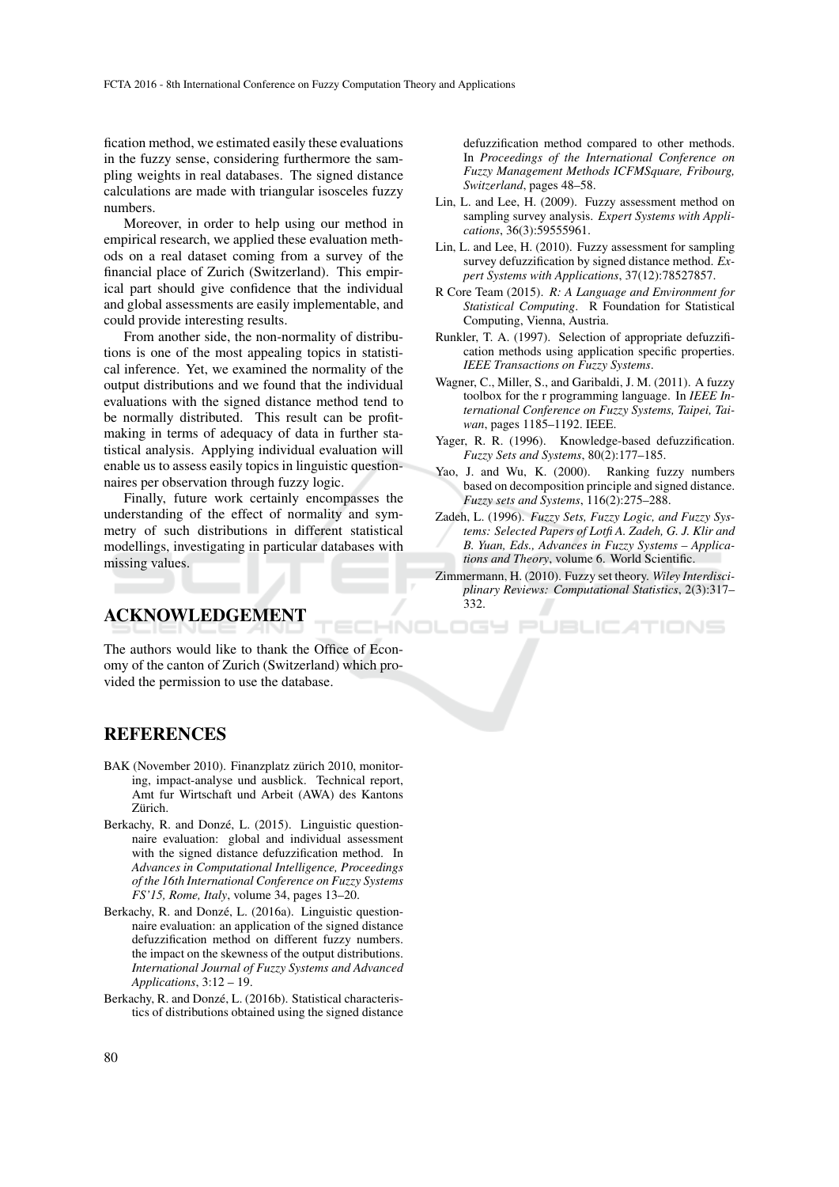fication method, we estimated easily these evaluations in the fuzzy sense, considering furthermore the sampling weights in real databases. The signed distance calculations are made with triangular isosceles fuzzy numbers.

Moreover, in order to help using our method in empirical research, we applied these evaluation methods on a real dataset coming from a survey of the financial place of Zurich (Switzerland). This empirical part should give confidence that the individual and global assessments are easily implementable, and could provide interesting results.

From another side, the non-normality of distributions is one of the most appealing topics in statistical inference. Yet, we examined the normality of the output distributions and we found that the individual evaluations with the signed distance method tend to be normally distributed. This result can be profit-making in terms of adequacy of data in further statistical analysis. Applying individual evaluation will enable us to assess easily topics in linguistic questionnaires per observation through fuzzy logic.

Finally, future work certainly encompasses the understanding of the effect of normality and symmetry of such distributions in different statistical modellings, investigating in particular databases with missing values.

## ACKNOWLEDGEMENT

The authors would like to thank the Office of Economy of the canton of Zurich (Switzerland) which provided the permission to use the database.

## REFERENCES

BAK (November 2010). Finanzplatz zürich 2010, monitoring, impact-analyse und ausblick. Technical report, Amt fur Wirtschaft und Arbeit (AWA) des Kantons Zürich.

Berkachy, R. and Donzé, L. (2015). Linguistic questionnaire evaluation: global and individual assessment with the signed distance defuzzification method. In *Advances in Computational Intelligence, Proceedings of the 16th International Conference on Fuzzy Systems FS'15, Rome, Italy*, volume 34, pages 13–20.

Berkachy, R. and Donzé, L. (2016a). Linguistic questionnaire evaluation: an application of the signed distance defuzzification method on different fuzzy numbers. the impact on the skewness of the output distributions. *International Journal of Fuzzy Systems and Advanced Applications*, 3:12 – 19.

Berkachy, R. and Donzé, L. (2016b). Statistical characteristics of distributions obtained using the signed distance defuzzification method compared to other methods. In *Proceedings of the International Conference on Fuzzy Management Methods ICFMSquare, Fribourg, Switzerland*, pages 48–58.

Lin, L. and Lee, H. (2009). Fuzzy assessment method on sampling survey analysis. *Expert Systems with Applications*, 36(3):59555961.

Lin, L. and Lee, H. (2010). Fuzzy assessment for sampling survey defuzzification by signed distance method. *Expert Systems with Applications*, 37(12):78527857.

R Core Team (2015). *R: A Language and Environment for Statistical Computing*. R Foundation for Statistical Computing, Vienna, Austria.

Runkler, T. A. (1997). Selection of appropriate defuzzification methods using application specific properties. *IEEE Transactions on Fuzzy Systems*.

Wagner, C., Miller, S., and Garibaldi, J. M. (2011). A fuzzy toolbox for the r programming language. In *IEEE International Conference on Fuzzy Systems, Taipei, Taiwan*, pages 1185–1192. IEEE.

Yager, R. R. (1996). Knowledge-based defuzzification. *Fuzzy Sets and Systems*, 80(2):177–185.

Yao, J. and Wu, K. (2000). Ranking fuzzy numbers based on decomposition principle and signed distance. *Fuzzy sets and Systems*, 116(2):275–288.

Zadeh, L. (1996). *Fuzzy Sets, Fuzzy Logic, and Fuzzy Systems: Selected Papers of Lotfi A. Zadeh, G. J. Klir and B. Yuan, Eds., Advances in Fuzzy Systems – Applications and Theory*, volume 6. World Scientific.

Zimmermann, H. (2010). Fuzzy set theory. *Wiley Interdisciplinary Reviews: Computational Statistics*, 2(3):317–332.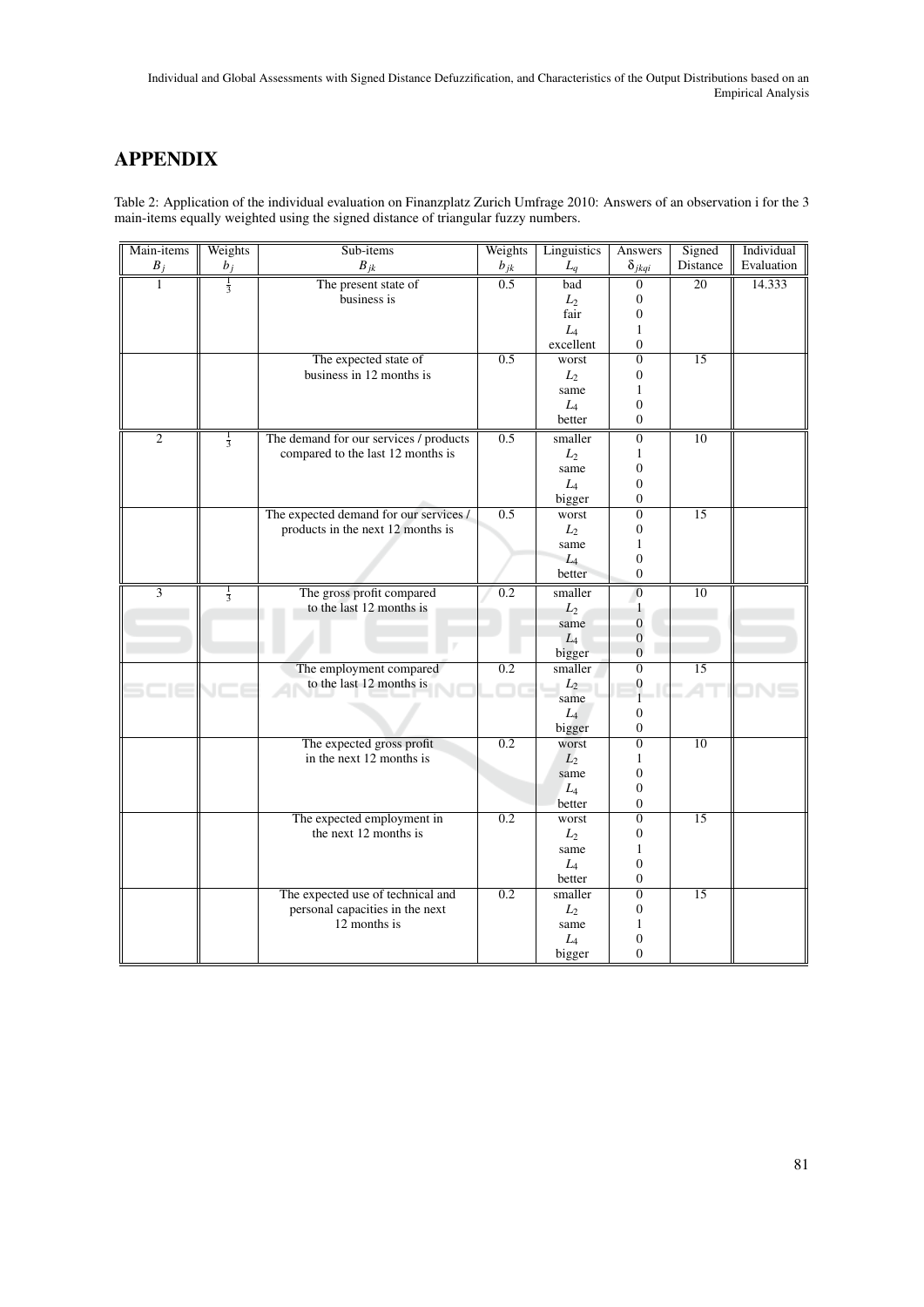## APPENDIX

Table 2: Application of the individual evaluation on Finanzplatz Zurich Umfrage 2010: Answers of an observation i for the 3 main-items equally weighted using the signed distance of triangular fuzzy numbers.

| Main-items $B_j$ | Weights $b_j$ | Sub-items $B_{jk}$ | Weights $b_{jk}$ | Linguistics $L_q$ | Answers $\delta_{jkqi}$ | Signed Distance | Individual Evaluation |
|---|---|---|---|---|---|---|---|
| 1 | $\frac{1}{3}$ | The present state of business is | 0.5 | bad | 0 | 20 | 14.333 |
| | | | | $L_2$ | 0 | | |
| | | | | fair | 0 | | |
| | | | | $L_4$ | 1 | | |
| | | | | excellent | 0 | | |
| | | The expected state of business in 12 months is | 0.5 | worst | 0 | 15 | |
| | | | | $L_2$ | 0 | | |
| | | | | same | 1 | | |
| | | | | $L_4$ | 0 | | |
| | | | | better | 0 | | |
| 2 | $\frac{1}{3}$ | The demand for our services / products compared to the last 12 months is | 0.5 | smaller | 0 | 10 | |
| | | | | $L_2$ | 1 | | |
| | | | | same | 0 | | |
| | | | | $L_4$ | 0 | | |
| | | | | bigger | 0 | | |
| | | The expected demand for our services / products in the next 12 months is | 0.5 | worst | 0 | 15 | |
| | | | | $L_2$ | 0 | | |
| | | | | same | 1 | | |
| | | | | $L_4$ | 0 | | |
| | | | | better | 0 | | |
| 3 | $\frac{1}{3}$ | The gross profit compared to the last 12 months is | 0.2 | smaller | 0 | 10 | |
| | | | | $L_2$ | 1 | | |
| | | | | same | 0 | | |
| | | | | $L_4$ | 0 | | |
| | | | | bigger | 0 | | |
| | | The employment compared to the last 12 months is | 0.2 | smaller | 0 | 15 | |
| | | | | $L_2$ | 0 | | |
| | | | | same | 1 | | |
| | | | | $L_4$ | 0 | | |
| | | | | bigger | 0 | | |
| | | The expected gross profit in the next 12 months is | 0.2 | worst | 0 | 10 | |
| | | | | $L_2$ | 1 | | |
| | | | | same | 0 | | |
| | | | | $L_4$ | 0 | | |
| | | | | better | 0 | | |
| | | The expected employment in the next 12 months is | 0.2 | worst | 0 | 15 | |
| | | | | $L_2$ | 0 | | |
| | | | | same | 1 | | |
| | | | | $L_4$ | 0 | | |
| | | | | better | 0 | | |
| | | The expected use of technical and personal capacities in the next 12 months is | 0.2 | smaller | 0 | 15 | |
| | | | | $L_2$ | 0 | | |
| | | | | same | 1 | | |
| | | | | $L_4$ | 0 | | |
| | | | | bigger | 0 | | |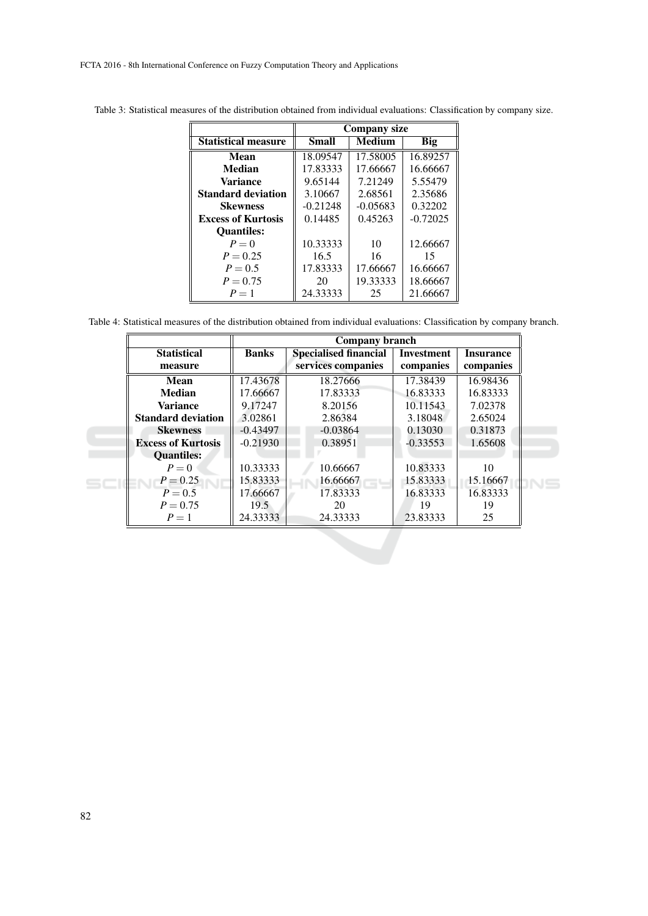Table 3: Statistical measures of the distribution obtained from individual evaluations: Classification by company size.

| | Company size | | |
|---|---|---|---|
| **Statistical measure** | **Small** | **Medium** | **Big** |
| **Mean** | 18.09547 | 17.58005 | 16.89257 |
| **Median** | 17.83333 | 17.66667 | 16.66667 |
| **Variance** | 9.65144 | 7.21249 | 5.55479 |
| **Standard deviation** | 3.10667 | 2.68561 | 2.35686 |
| **Skewness** | -0.21248 | -0.05683 | 0.32202 |
| **Excess of Kurtosis** | 0.14485 | 0.45263 | -0.72025 |
| **Quantiles:** | | | |
| $P = 0$ | 10.33333 | 10 | 12.66667 |
| $P = 0.25$ | 16.5 | 16 | 15 |
| $P = 0.5$ | 17.83333 | 17.66667 | 16.66667 |
| $P = 0.75$ | 20 | 19.33333 | 18.66667 |
| $P = 1$ | 24.33333 | 25 | 21.66667 |

Table 4: Statistical measures of the distribution obtained from individual evaluations: Classification by company branch.

| | Company branch | | | |
|---|---|---|---|---|
| **Statistical measure** | **Banks** | **Specialised financial services companies** | **Investment companies** | **Insurance companies** |
| **Mean** | 17.43678 | 18.27666 | 17.38439 | 16.98436 |
| **Median** | 17.66667 | 17.83333 | 16.83333 | 16.83333 |
| **Variance** | 9.17247 | 8.20156 | 10.11543 | 7.02378 |
| **Standard deviation** | 3.02861 | 2.86384 | 3.18048 | 2.65024 |
| **Skewness** | -0.43497 | -0.03864 | 0.13030 | 0.31873 |
| **Excess of Kurtosis** | -0.21930 | 0.38951 | -0.33553 | 1.65608 |
| **Quantiles:** | | | | |
| $P = 0$ | 10.33333 | 10.66667 | 10.83333 | 10 |
| $P = 0.25$ | 15.83333 | 16.66667 | 15.83333 | 15.16667 |
| $P = 0.5$ | 17.66667 | 17.83333 | 16.83333 | 16.83333 |
| $P = 0.75$ | 19.5 | 20 | 19 | 19 |
| $P = 1$ | 24.33333 | 24.33333 | 23.83333 | 25 |